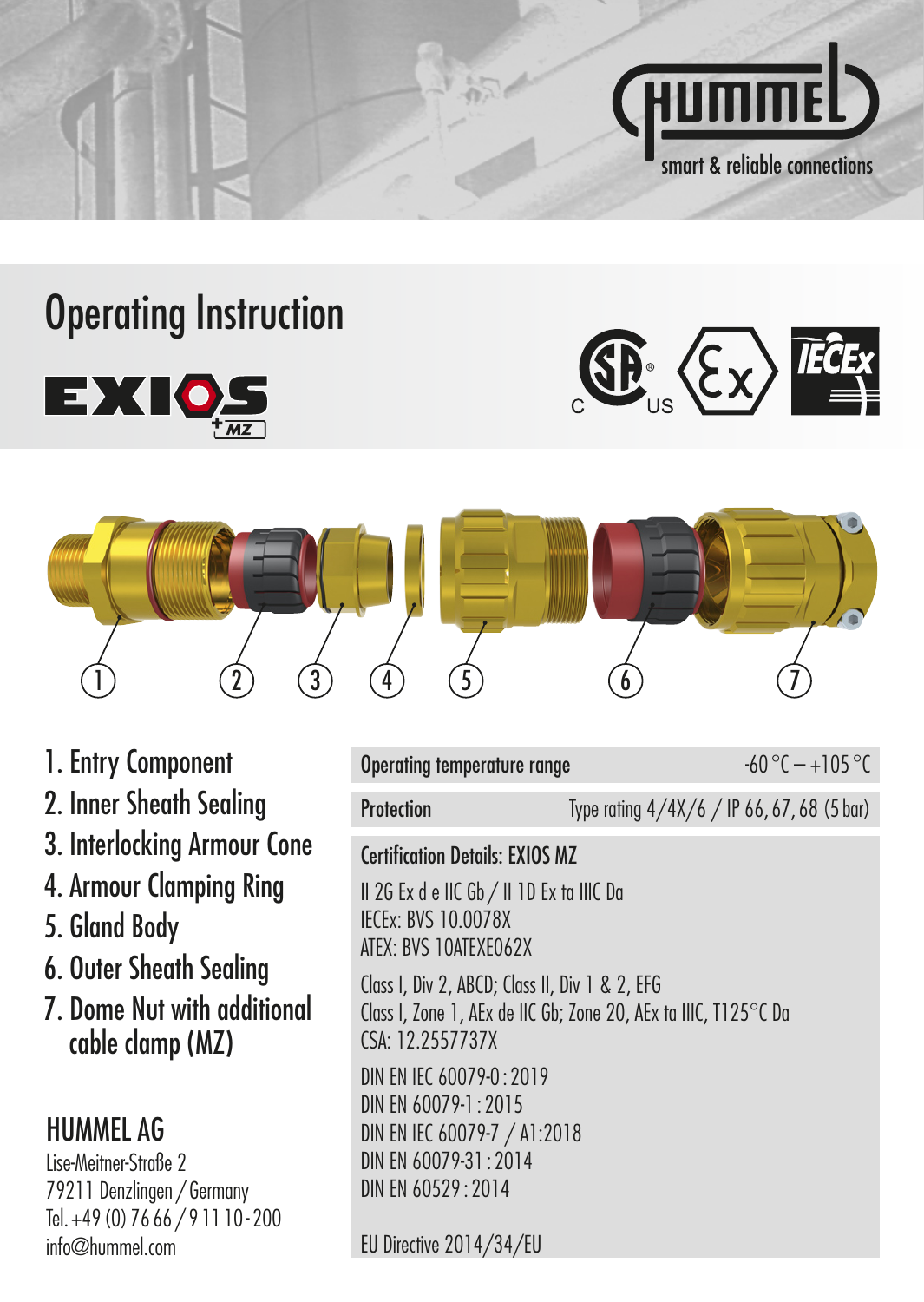HUMMEL
smart & reliable connections

# Operating Instruction

EXIOS MZ

1. Entry Component
2. Inner Sheath Sealing
3. Interlocking Armour Cone
4. Armour Clamping Ring
5. Gland Body
6. Outer Sheath Sealing
7. Dome Nut with additional cable clamp (MZ)

## HUMMEL AG

Lise-Meitner-Straße 2
79211 Denzlingen / Germany
Tel. +49 (0) 76 66 / 9 11 10 - 200
info@hummel.com

| | |
|---|---|
| Operating temperature range | -60 °C – +105 °C |
| Protection | Type rating 4/4X/6 / IP 66, 67, 68 (5 bar) |

**Certification Details: EXIOS MZ**

II 2G Ex d e IIC Gb / II 1D Ex ta IIIC Da
IECEx: BVS 10.0078X
ATEX: BVS 10ATEXE062X

Class I, Div 2, ABCD; Class II, Div 1 & 2, EFG
Class I, Zone 1, AEx de IIC Gb; Zone 20, AEx ta IIIC, T125°C Da
CSA: 12.2557737X

DIN EN IEC 60079-0 : 2019
DIN EN 60079-1 : 2015
DIN EN IEC 60079-7 / A1:2018
DIN EN 60079-31 : 2014
DIN EN 60529 : 2014

EU Directive 2014/34/EU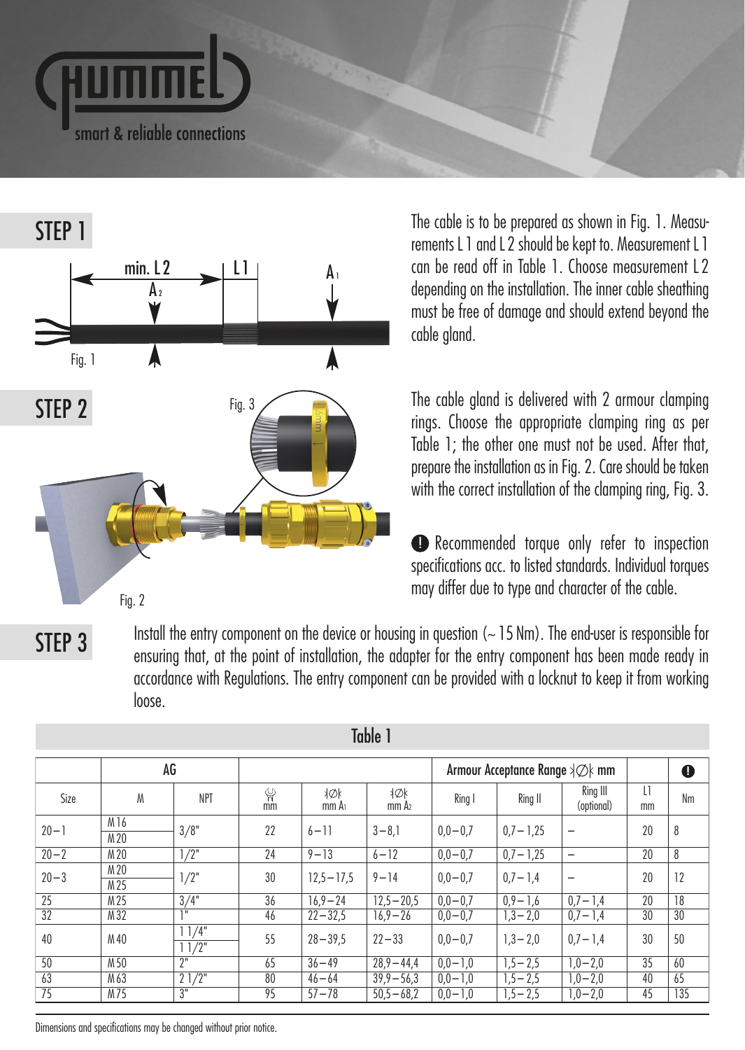## STEP 1

The cable is to be prepared as shown in Fig. 1. Measurements L 1 and L 2 should be kept to. Measurement L 1 can be read off in Table 1. Choose measurement L 2 depending on the installation. The inner cable sheathing must be free of damage and should extend beyond the cable gland.

Fig. 1

## STEP 2

The cable gland is delivered with 2 armour clamping rings. Choose the appropriate clamping ring as per Table 1; the other one must not be used. After that, prepare the installation as in Fig. 2. Care should be taken with the correct installation of the clamping ring, Fig. 3.

Fig. 3

Fig. 2

❶ Recommended torque only refer to inspection specifications acc. to listed standards. Individual torques may differ due to type and character of the cable.

## STEP 3

Install the entry component on the device or housing in question (~ 15 Nm). The end-user is responsible for ensuring that, at the point of installation, the adapter for the entry component has been made ready in accordance with Regulations. The entry component can be provided with a locknut to keep it from working loose.

**Table 1**

| | AG | | | | | Armour Acceptance Range Ø mm | | | | ❶ |
|---|---|---|---|---|---|---|---|---|---|---|
| Size | M | NPT | mm | Ø mm $A_1$ | Ø mm $A_2$ | Ring I | Ring II | Ring III (optional) | L1 mm | Nm |
| 20 – 1 | M16 / M20 | 3/8" | 22 | 6 – 11 | 3 – 8,1 | 0,0 – 0,7 | 0,7 – 1,25 | – | 20 | 8 |
| 20 – 2 | M20 | 1/2" | 24 | 9 – 13 | 6 – 12 | 0,0 – 0,7 | 0,7 – 1,25 | – | 20 | 8 |
| 20 – 3 | M20 / M25 | 1/2" | 30 | 12,5 – 17,5 | 9 – 14 | 0,0 – 0,7 | 0,7 – 1,4 | – | 20 | 12 |
| 25 | M25 | 3/4" | 36 | 16,9 – 24 | 12,5 – 20,5 | 0,0 – 0,7 | 0,9 – 1,6 | 0,7 – 1,4 | 20 | 18 |
| 32 | M32 | 1" | 46 | 22 – 32,5 | 16,9 – 26 | 0,0 – 0,7 | 1,3 – 2,0 | 0,7 – 1,4 | 30 | 30 |
| 40 | M40 | 1 1/4" / 1 1/2" | 55 | 28 – 39,5 | 22 – 33 | 0,0 – 0,7 | 1,3 – 2,0 | 0,7 – 1,4 | 30 | 50 |
| 50 | M50 | 2" | 65 | 36 – 49 | 28,9 – 44,4 | 0,0 – 1,0 | 1,5 – 2,5 | 1,0 – 2,0 | 35 | 60 |
| 63 | M63 | 2 1/2" | 80 | 46 – 64 | 39,9 – 56,3 | 0,0 – 1,0 | 1,5 – 2,5 | 1,0 – 2,0 | 40 | 65 |
| 75 | M75 | 3" | 95 | 57 – 78 | 50,5 – 68,2 | 0,0 – 1,0 | 1,5 – 2,5 | 1,0 – 2,0 | 45 | 135 |

Dimensions and specifications may be changed without prior notice.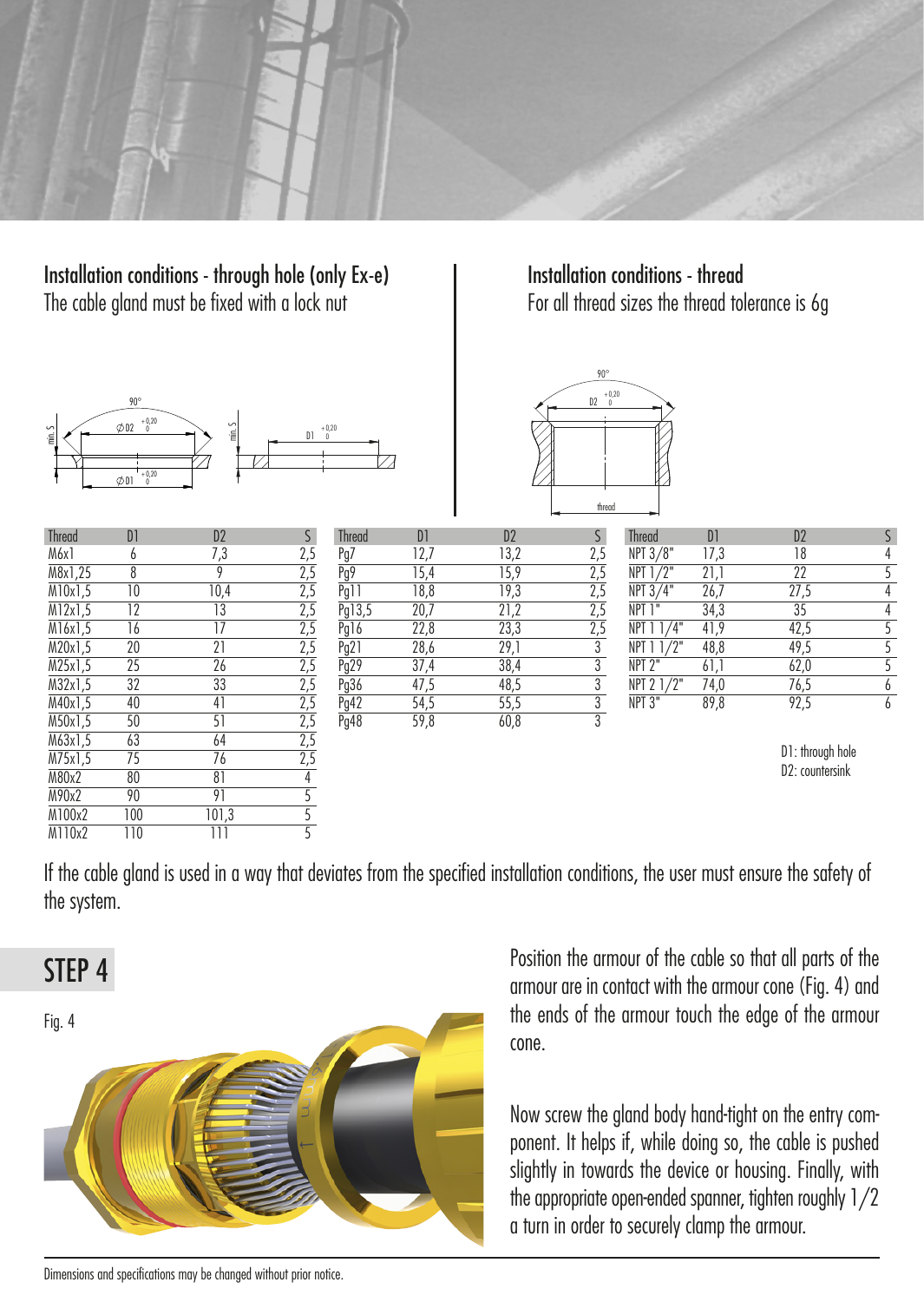## Installation conditions - through hole (only Ex-e)

The cable gland must be fixed with a lock nut

## Installation conditions - thread

For all thread sizes the thread tolerance is 6g

| Thread | D1 | D2 | S |
|---|---|---|---|
| M6x1 | 6 | 7,3 | 2,5 |
| M8x1,25 | 8 | 9 | 2,5 |
| M10x1,5 | 10 | 10,4 | 2,5 |
| M12x1,5 | 12 | 13 | 2,5 |
| M16x1,5 | 16 | 17 | 2,5 |
| M20x1,5 | 20 | 21 | 2,5 |
| M25x1,5 | 25 | 26 | 2,5 |
| M32x1,5 | 32 | 33 | 2,5 |
| M40x1,5 | 40 | 41 | 2,5 |
| M50x1,5 | 50 | 51 | 2,5 |
| M63x1,5 | 63 | 64 | 2,5 |
| M75x1,5 | 75 | 76 | 2,5 |
| M80x2 | 80 | 81 | 4 |
| M90x2 | 90 | 91 | 5 |
| M100x2 | 100 | 101,3 | 5 |
| M110x2 | 110 | 111 | 5 |

| Thread | D1 | D2 | S |
|---|---|---|---|
| Pg7 | 12,7 | 13,2 | 2,5 |
| Pg9 | 15,4 | 15,9 | 2,5 |
| Pg11 | 18,8 | 19,3 | 2,5 |
| Pg13,5 | 20,7 | 21,2 | 2,5 |
| Pg16 | 22,8 | 23,3 | 2,5 |
| Pg21 | 28,6 | 29,1 | 3 |
| Pg29 | 37,4 | 38,4 | 3 |
| Pg36 | 47,5 | 48,5 | 3 |
| Pg42 | 54,5 | 55,5 | 3 |
| Pg48 | 59,8 | 60,8 | 3 |

| Thread | D1 | D2 | S |
|---|---|---|---|
| NPT 3/8" | 17,3 | 18 | 4 |
| NPT 1/2" | 21,1 | 22 | 5 |
| NPT 3/4" | 26,7 | 27,5 | 4 |
| NPT 1" | 34,3 | 35 | 4 |
| NPT 1 1/4" | 41,9 | 42,5 | 5 |
| NPT 1 1/2" | 48,8 | 49,5 | 5 |
| NPT 2" | 61,1 | 62,0 | 5 |
| NPT 2 1/2" | 74,0 | 76,5 | 6 |
| NPT 3" | 89,8 | 92,5 | 6 |

D1: through hole
D2: countersink

If the cable gland is used in a way that deviates from the specified installation conditions, the user must ensure the safety of the system.

## STEP 4

Fig. 4

Position the armour of the cable so that all parts of the armour are in contact with the armour cone (Fig. 4) and the ends of the armour touch the edge of the armour cone.

Now screw the gland body hand-tight on the entry component. It helps if, while doing so, the cable is pushed slightly in towards the device or housing. Finally, with the appropriate open-ended spanner, tighten roughly 1/2 a turn in order to securely clamp the armour.

Dimensions and specifications may be changed without prior notice.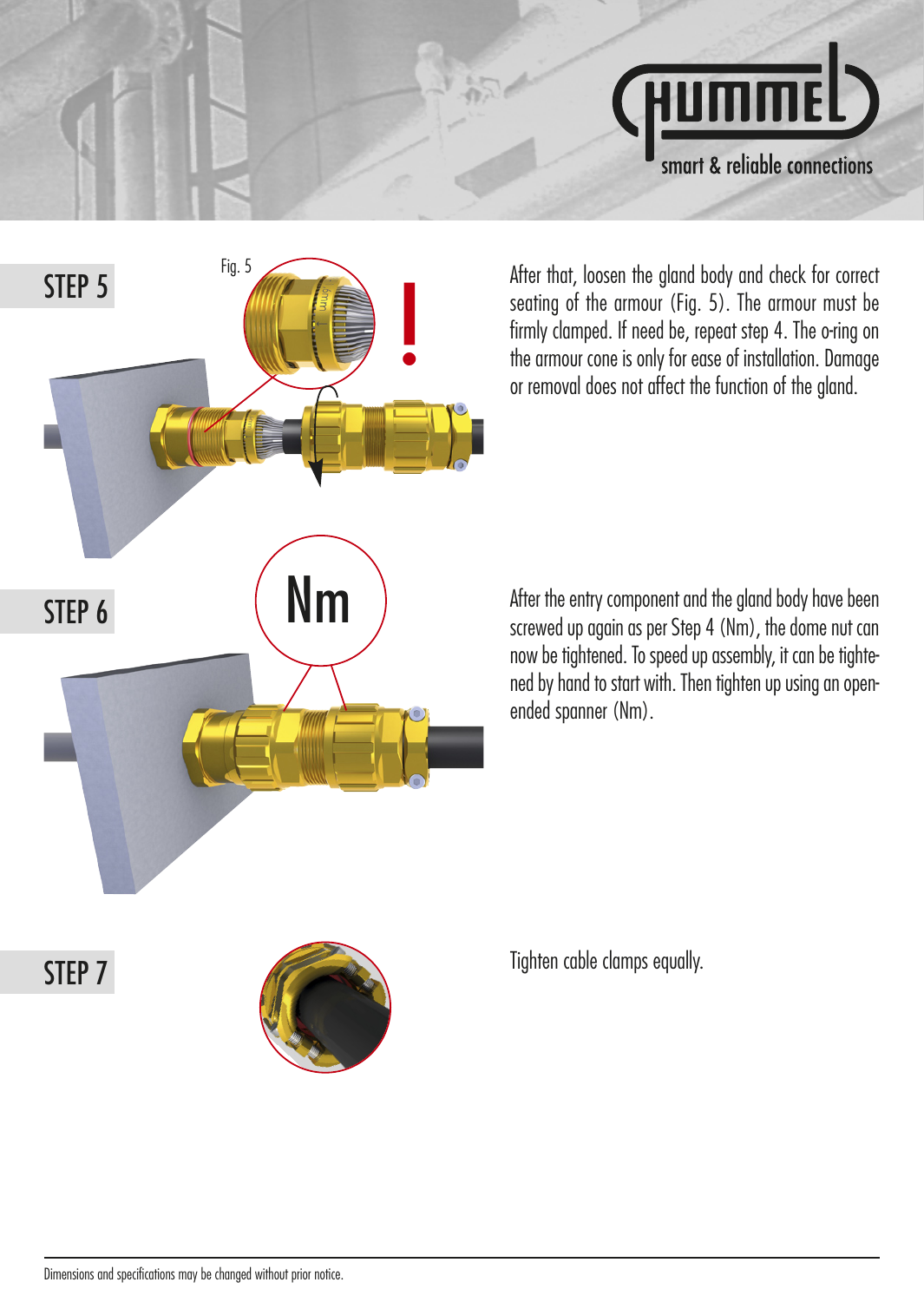## STEP 5

Fig. 5

After that, loosen the gland body and check for correct seating of the armour (Fig. 5). The armour must be firmly clamped. If need be, repeat step 4. The o-ring on the armour cone is only for ease of installation. Damage or removal does not affect the function of the gland.

## STEP 6

Nm

After the entry component and the gland body have been screwed up again as per Step 4 (Nm), the dome nut can now be tightened. To speed up assembly, it can be tightened by hand to start with. Then tighten up using an open-ended spanner (Nm).

## STEP 7

Tighten cable clamps equally.

Dimensions and specifications may be changed without prior notice.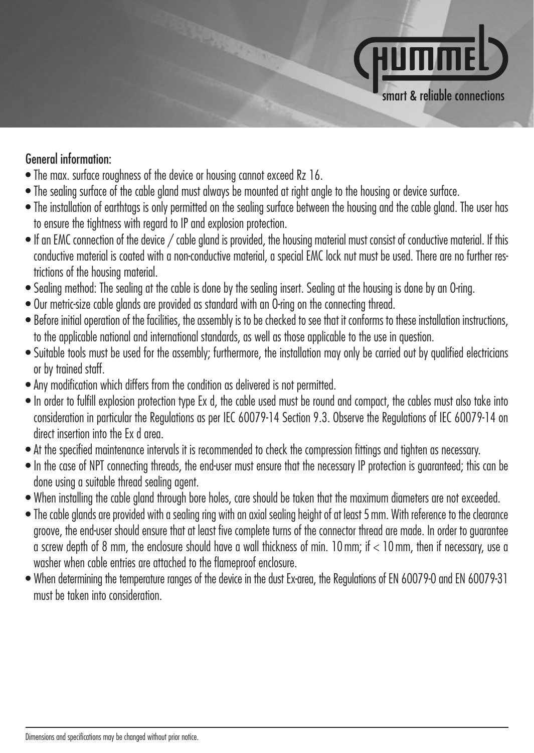## General information:

- The max. surface roughness of the device or housing cannot exceed Rz 16.
- The sealing surface of the cable gland must always be mounted at right angle to the housing or device surface.
- The installation of earthtags is only permitted on the sealing surface between the housing and the cable gland. The user has to ensure the tightness with regard to IP and explosion protection.
- If an EMC connection of the device / cable gland is provided, the housing material must consist of conductive material. If this conductive material is coated with a non-conductive material, a special EMC lock nut must be used. There are no further restrictions of the housing material.
- Sealing method: The sealing at the cable is done by the sealing insert. Sealing at the housing is done by an O-ring.
- Our metric-size cable glands are provided as standard with an O-ring on the connecting thread.
- Before initial operation of the facilities, the assembly is to be checked to see that it conforms to these installation instructions, to the applicable national and international standards, as well as those applicable to the use in question.
- Suitable tools must be used for the assembly; furthermore, the installation may only be carried out by qualified electricians or by trained staff.
- Any modification which differs from the condition as delivered is not permitted.
- In order to fulfill explosion protection type Ex d, the cable used must be round and compact, the cables must also take into consideration in particular the Regulations as per IEC 60079-14 Section 9.3. Observe the Regulations of IEC 60079-14 on direct insertion into the Ex d area.
- At the specified maintenance intervals it is recommended to check the compression fittings and tighten as necessary.
- In the case of NPT connecting threads, the end-user must ensure that the necessary IP protection is guaranteed; this can be done using a suitable thread sealing agent.
- When installing the cable gland through bore holes, care should be taken that the maximum diameters are not exceeded.
- The cable glands are provided with a sealing ring with an axial sealing height of at least 5 mm. With reference to the clearance groove, the end-user should ensure that at least five complete turns of the connector thread are made. In order to guarantee a screw depth of 8 mm, the enclosure should have a wall thickness of min. 10 mm; if < 10 mm, then if necessary, use a washer when cable entries are attached to the flameproof enclosure.
- When determining the temperature ranges of the device in the dust Ex-area, the Regulations of EN 60079-0 and EN 60079-31 must be taken into consideration.

Dimensions and specifications may be changed without prior notice.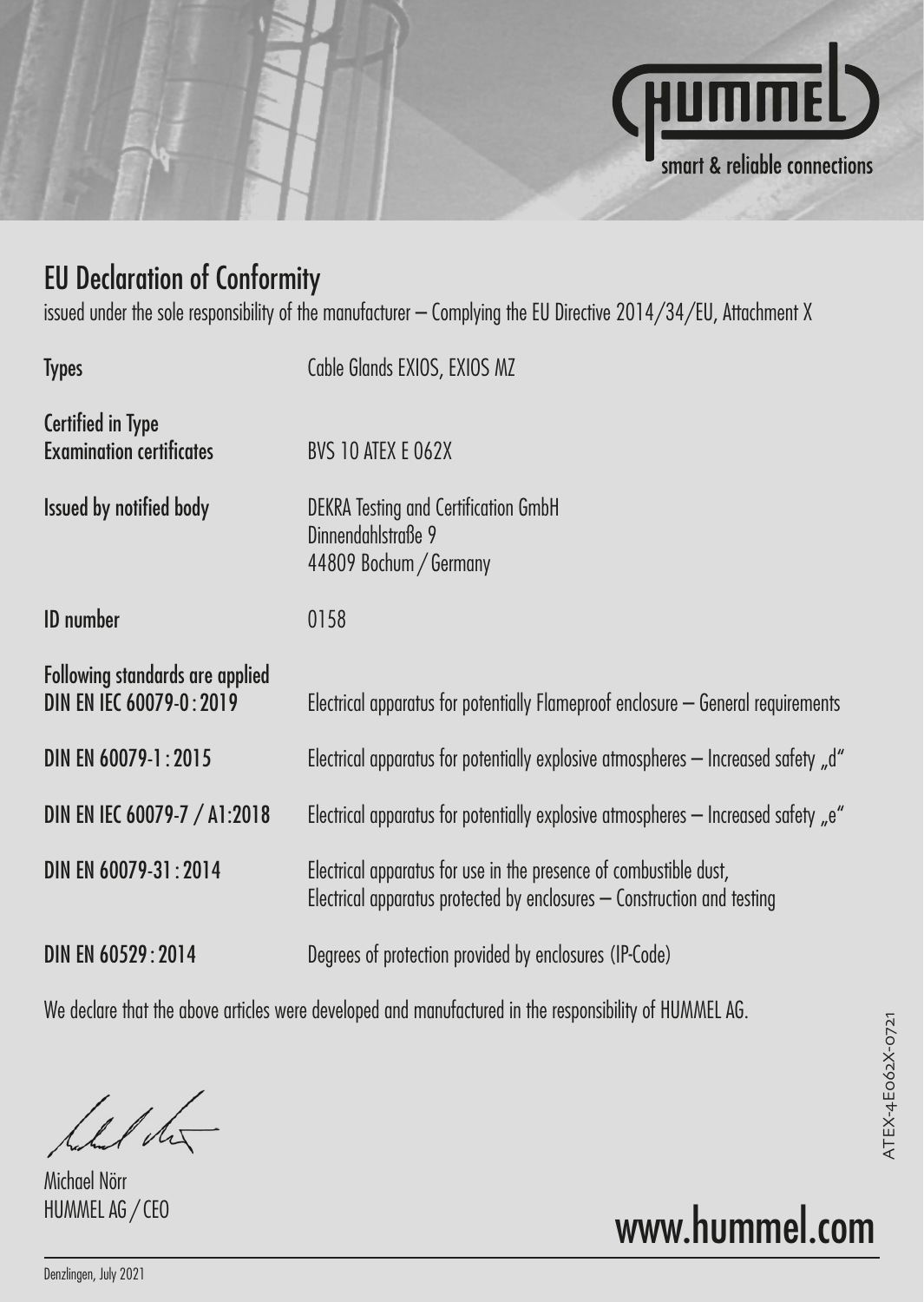HUMMEL

smart & reliable connections

# EU Declaration of Conformity

issued under the sole responsibility of the manufacturer – Complying the EU Directive 2014/34/EU, Attachment X

| | |
|---|---|
| Types | Cable Glands EXIOS, EXIOS MZ |
| Certified in Type Examination certificates | BVS 10 ATEX E 062X |
| Issued by notified body | DEKRA Testing and Certification GmbH<br>Dinnendahlstraße 9<br>44809 Bochum / Germany |
| ID number | 0158 |
| Following standards are applied<br>DIN EN IEC 60079-0 : 2019 | Electrical apparatus for potentially Flameproof enclosure – General requirements |
| DIN EN 60079-1 : 2015 | Electrical apparatus for potentially explosive atmospheres – Increased safety „d“ |
| DIN EN IEC 60079-7 / A1:2018 | Electrical apparatus for potentially explosive atmospheres – Increased safety „e“ |
| DIN EN 60079-31 : 2014 | Electrical apparatus for use in the presence of combustible dust,<br>Electrical apparatus protected by enclosures – Construction and testing |
| DIN EN 60529 : 2014 | Degrees of protection provided by enclosures (IP-Code) |

We declare that the above articles were developed and manufactured in the responsibility of HUMMEL AG.

Michael Nörr
HUMMEL AG / CEO

www.hummel.com

ATEX-4E062X-0721

Denzlingen, July 2021